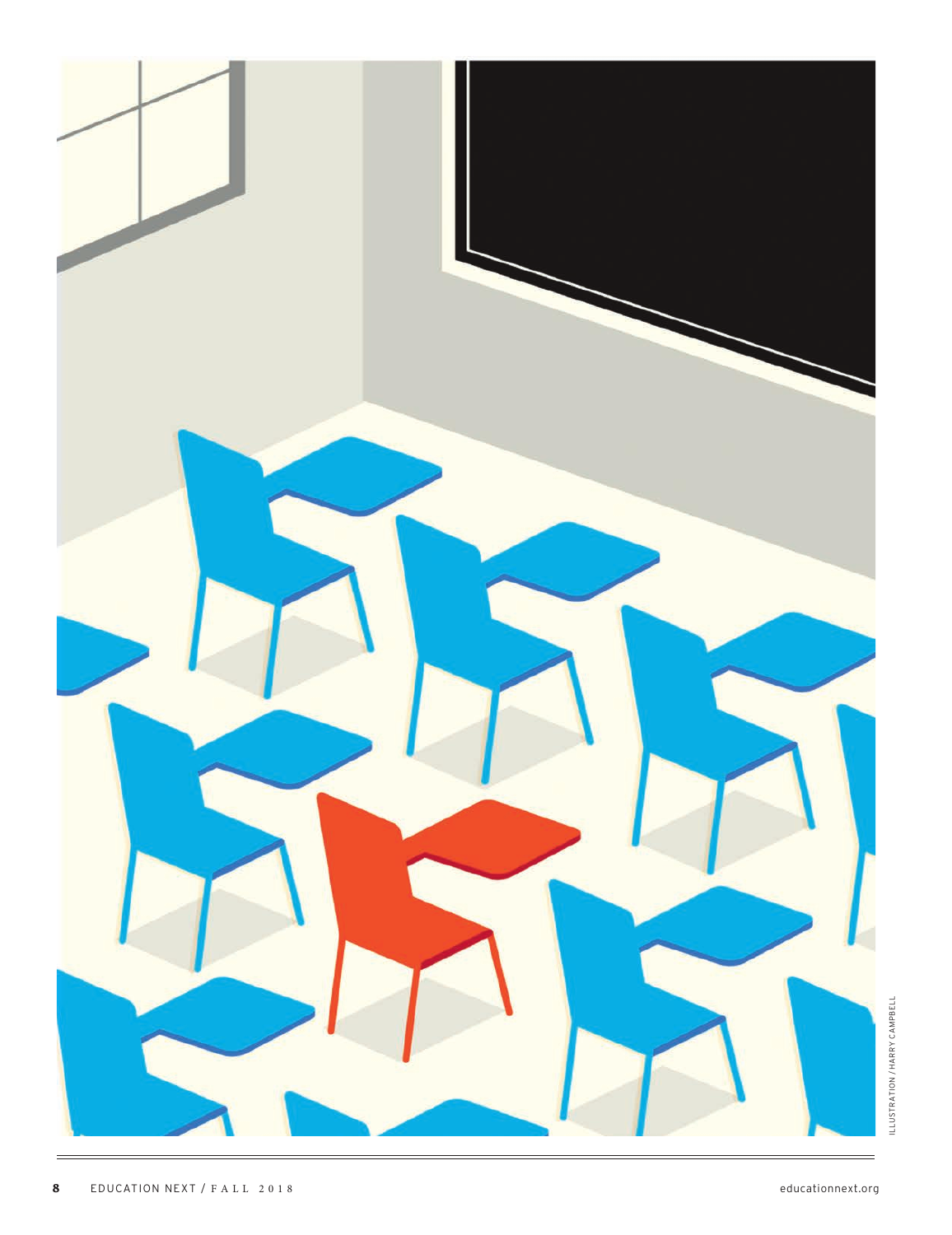ILLUSTRATION / HARRY CAMPBELL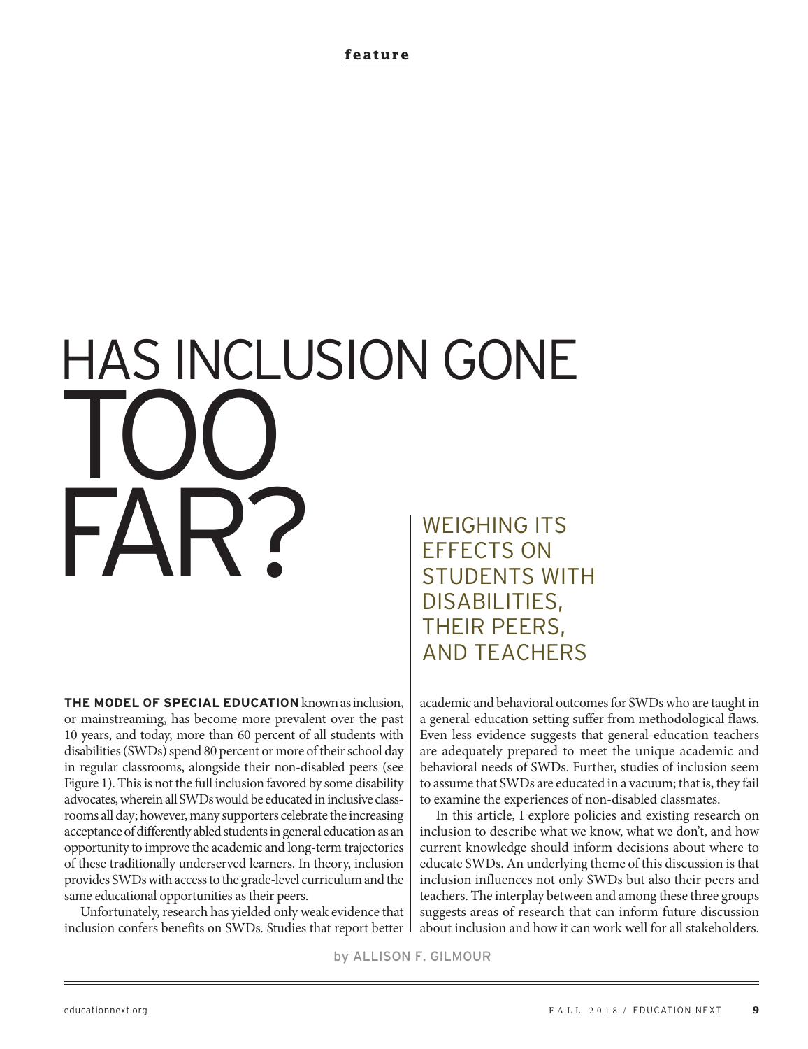feature

# HAS INCLUSION GONE TOO FAR?

## WEIGHING ITS EFFECTS ON STUDENTS WITH DISABILITIES, THEIR PEERS, AND TEACHERS

**THE MODEL OF SPECIAL EDUCATION** known as inclusion, or mainstreaming, has become more prevalent over the past 10 years, and today, more than 60 percent of all students with disabilities (SWDs) spend 80 percent or more of their school day in regular classrooms, alongside their non-disabled peers (see Figure 1). This is not the full inclusion favored by some disability advocates, wherein all SWDs would be educated in inclusive classrooms all day; however, many supporters celebrate the increasing acceptance of differently abled students in general education as an opportunity to improve the academic and long-term trajectories of these traditionally underserved learners. In theory, inclusion provides SWDs with access to the grade-level curriculum and the same educational opportunities as their peers.

Unfortunately, research has yielded only weak evidence that inclusion confers benefits on SWDs. Studies that report better academic and behavioral outcomes for SWDs who are taught in a general-education setting suffer from methodological flaws. Even less evidence suggests that general-education teachers are adequately prepared to meet the unique academic and behavioral needs of SWDs. Further, studies of inclusion seem to assume that SWDs are educated in a vacuum; that is, they fail to examine the experiences of non-disabled classmates.

In this article, I explore policies and existing research on inclusion to describe what we know, what we don't, and how current knowledge should inform decisions about where to educate SWDs. An underlying theme of this discussion is that inclusion influences not only SWDs but also their peers and teachers. The interplay between and among these three groups suggests areas of research that can inform future discussion about inclusion and how it can work well for all stakeholders.

by ALLISON F. GILMOUR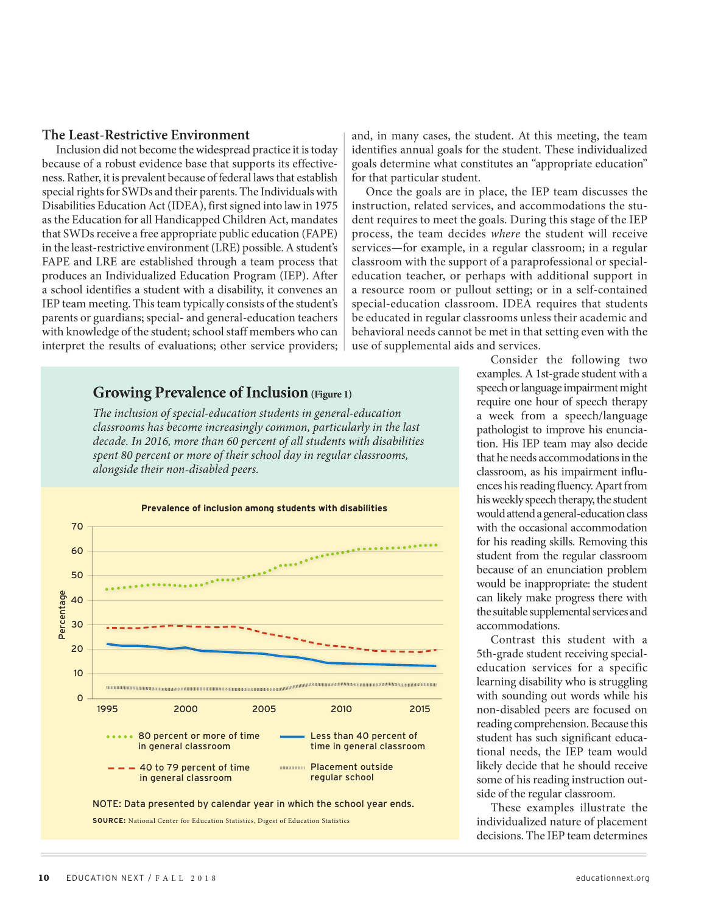## The Least-Restrictive Environment

Inclusion did not become the widespread practice it is today because of a robust evidence base that supports its effectiveness. Rather, it is prevalent because of federal laws that establish special rights for SWDs and their parents. The Individuals with Disabilities Education Act (IDEA), first signed into law in 1975 as the Education for all Handicapped Children Act, mandates that SWDs receive a free appropriate public education (FAPE) in the least-restrictive environment (LRE) possible. A student's FAPE and LRE are established through a team process that produces an Individualized Education Program (IEP). After a school identifies a student with a disability, it convenes an IEP team meeting. This team typically consists of the student's parents or guardians; special- and general-education teachers with knowledge of the student; school staff members who can interpret the results of evaluations; other service providers; and, in many cases, the student. At this meeting, the team identifies annual goals for the student. These individualized goals determine what constitutes an "appropriate education" for that particular student.

Once the goals are in place, the IEP team discusses the instruction, related services, and accommodations the student requires to meet the goals. During this stage of the IEP process, the team decides *where* the student will receive services—for example, in a regular classroom; in a regular classroom with the support of a paraprofessional or special-education teacher, or perhaps with additional support in a resource room or pullout setting; or in a self-contained special-education classroom. IDEA requires that students be educated in regular classrooms unless their academic and behavioral needs cannot be met in that setting even with the use of supplemental aids and services.

Consider the following two examples. A 1st-grade student with a speech or language impairment might require one hour of speech therapy a week from a speech/language pathologist to improve his enunciation. His IEP team may also decide that he needs accommodations in the classroom, as his impairment influences his reading fluency. Apart from his weekly speech therapy, the student would attend a general-education class with the occasional accommodation for his reading skills. Removing this student from the regular classroom because of an enunciation problem would be inappropriate: the student can likely make progress there with the suitable supplemental services and accommodations.

Contrast this student with a 5th-grade student receiving special-education services for a specific learning disability who is struggling with sounding out words while his non-disabled peers are focused on reading comprehension. Because this student has such significant educational needs, the IEP team would likely decide that he should receive some of his reading instruction outside of the regular classroom.

These examples illustrate the individualized nature of placement decisions. The IEP team determines

### Growing Prevalence of Inclusion (Figure 1)

*The inclusion of special-education students in general-education classrooms has become increasingly common, particularly in the last decade. In 2016, more than 60 percent of all students with disabilities spent 80 percent or more of their school day in regular classrooms, alongside their non-disabled peers.*

**Prevalence of inclusion among students with disabilities**

Legend: 80 percent or more of time in general classroom; Less than 40 percent of time in general classroom; 40 to 79 percent of time in general classroom; Placement outside regular school

NOTE: Data presented by calendar year in which the school year ends.

**SOURCE:** National Center for Education Statistics, Digest of Education Statistics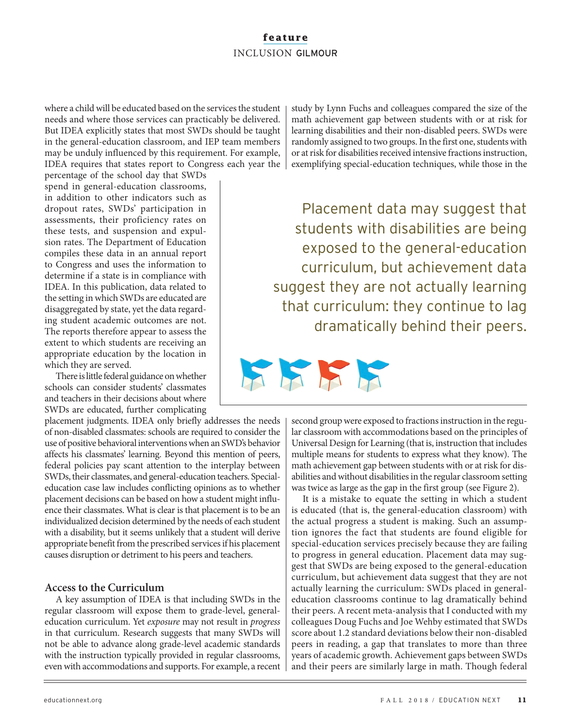where a child will be educated based on the services the student needs and where those services can practicably be delivered. But IDEA explicitly states that most SWDs should be taught in the general-education classroom, and IEP team members may be unduly influenced by this requirement. For example, IDEA requires that states report to Congress each year the percentage of the school day that SWDs spend in general-education classrooms, in addition to other indicators such as dropout rates, SWDs' participation in assessments, their proficiency rates on these tests, and suspension and expulsion rates. The Department of Education compiles these data in an annual report to Congress and uses the information to determine if a state is in compliance with IDEA. In this publication, data related to the setting in which SWDs are educated are disaggregated by state, yet the data regarding student academic outcomes are not. The reports therefore appear to assess the extent to which students are receiving an appropriate education by the location in which they are served.

There is little federal guidance on whether schools can consider students' classmates and teachers in their decisions about where SWDs are educated, further complicating placement judgments. IDEA only briefly addresses the needs of non-disabled classmates: schools are required to consider the use of positive behavioral interventions when an SWD's behavior affects his classmates' learning. Beyond this mention of peers, federal policies pay scant attention to the interplay between SWDs, their classmates, and general-education teachers. Special-education case law includes conflicting opinions as to whether placement decisions can be based on how a student might influence their classmates. What is clear is that placement is to be an individualized decision determined by the needs of each student with a disability, but it seems unlikely that a student will derive appropriate benefit from the prescribed services if his placement causes disruption or detriment to his peers and teachers.

## Access to the Curriculum

A key assumption of IDEA is that including SWDs in the regular classroom will expose them to grade-level, general-education curriculum. Yet *exposure* may not result in *progress* in that curriculum. Research suggests that many SWDs will not be able to advance along grade-level academic standards with the instruction typically provided in regular classrooms, even with accommodations and supports. For example, a recent study by Lynn Fuchs and colleagues compared the size of the math achievement gap between students with or at risk for learning disabilities and their non-disabled peers. SWDs were randomly assigned to two groups. In the first one, students with or at risk for disabilities received intensive fractions instruction, exemplifying special-education techniques, while those in the second group were exposed to fractions instruction in the regular classroom with accommodations based on the principles of Universal Design for Learning (that is, instruction that includes multiple means for students to express what they know). The math achievement gap between students with or at risk for disabilities and without disabilities in the regular classroom setting was twice as large as the gap in the first group (see Figure 2).

> Placement data may suggest that students with disabilities are being exposed to the general-education curriculum, but achievement data suggest they are not actually learning that curriculum: they continue to lag dramatically behind their peers.

It is a mistake to equate the setting in which a student is educated (that is, the general-education classroom) with the actual progress a student is making. Such an assumption ignores the fact that students are found eligible for special-education services precisely because they are failing to progress in general education. Placement data may suggest that SWDs are being exposed to the general-education curriculum, but achievement data suggest that they are not actually learning the curriculum: SWDs placed in general-education classrooms continue to lag dramatically behind their peers. A recent meta-analysis that I conducted with my colleagues Doug Fuchs and Joe Wehby estimated that SWDs score about 1.2 standard deviations below their non-disabled peers in reading, a gap that translates to more than three years of academic growth. Achievement gaps between SWDs and their peers are similarly large in math. Though federal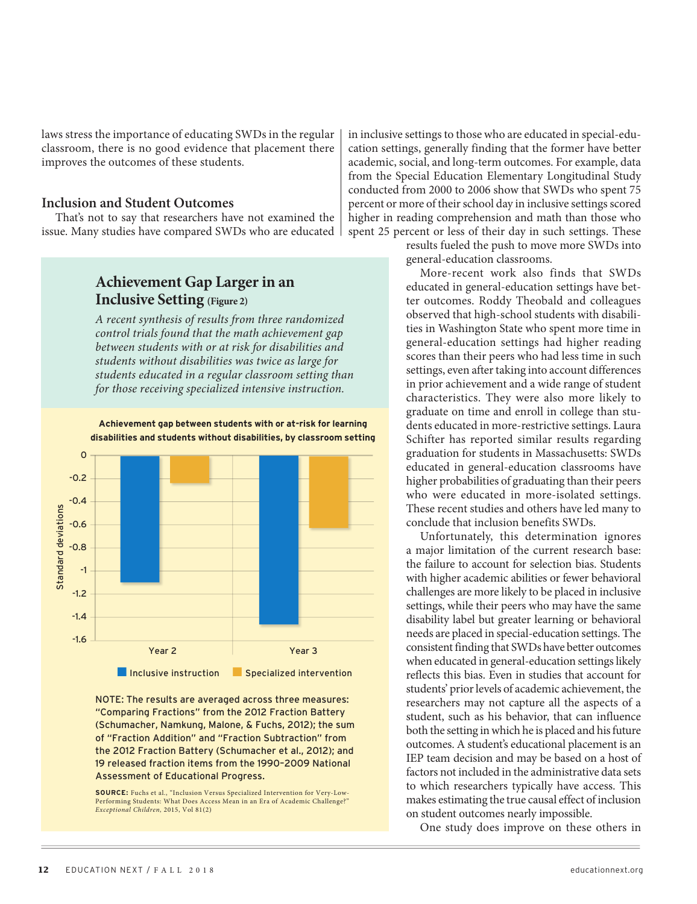laws stress the importance of educating SWDs in the regular classroom, there is no good evidence that placement there improves the outcomes of these students.

## Inclusion and Student Outcomes

That's not to say that researchers have not examined the issue. Many studies have compared SWDs who are educated in inclusive settings to those who are educated in special-education settings, generally finding that the former have better academic, social, and long-term outcomes. For example, data from the Special Education Elementary Longitudinal Study conducted from 2000 to 2006 show that SWDs who spent 75 percent or more of their school day in inclusive settings scored higher in reading comprehension and math than those who spent 25 percent or less of their day in such settings. These results fueled the push to move more SWDs into general-education classrooms.

More-recent work also finds that SWDs educated in general-education settings have better outcomes. Roddy Theobald and colleagues observed that high-school students with disabilities in Washington State who spent more time in general-education settings had higher reading scores than their peers who had less time in such settings, even after taking into account differences in prior achievement and a wide range of student characteristics. They were also more likely to graduate on time and enroll in college than students educated in more-restrictive settings. Laura Schifter has reported similar results regarding graduation for students in Massachusetts: SWDs educated in general-education classrooms have higher probabilities of graduating than their peers who were educated in more-isolated settings. These recent studies and others have led many to conclude that inclusion benefits SWDs.

Unfortunately, this determination ignores a major limitation of the current research base: the failure to account for selection bias. Students with higher academic abilities or fewer behavioral challenges are more likely to be placed in inclusive settings, while their peers who may have the same disability label but greater learning or behavioral needs are placed in special-education settings. The consistent finding that SWDs have better outcomes when educated in general-education settings likely reflects this bias. Even in studies that account for students' prior levels of academic achievement, the researchers may not capture all the aspects of a student, such as his behavior, that can influence both the setting in which he is placed and his future outcomes. A student's educational placement is an IEP team decision and may be based on a host of factors not included in the administrative data sets to which researchers typically have access. This makes estimating the true causal effect of inclusion on student outcomes nearly impossible.

One study does improve on these others in

### Achievement Gap Larger in an Inclusive Setting (Figure 2)

*A recent synthesis of results from three randomized control trials found that the math achievement gap between students with or at risk for disabilities and students without disabilities was twice as large for students educated in a regular classroom setting than for those receiving specialized intensive instruction.*

**Achievement gap between students with or at-risk for learning disabilities and students without disabilities, by classroom setting**

| | Inclusive instruction | Specialized intervention |
|---|---|---|
| Year 2 | ≈ -1.1 | ≈ -0.23 |
| Year 3 | ≈ -1.46 | ≈ -0.62 |

(Standard deviations)

NOTE: The results are averaged across three measures: "Comparing Fractions" from the 2012 Fraction Battery (Schumacher, Namkung, Malone, & Fuchs, 2012); the sum of "Fraction Addition" and "Fraction Subtraction" from the 2012 Fraction Battery (Schumacher et al., 2012); and 19 released fraction items from the 1990–2009 National Assessment of Educational Progress.

SOURCE: Fuchs et al., "Inclusion Versus Specialized Intervention for Very-Low-Performing Students: What Does Access Mean in an Era of Academic Challenge?" *Exceptional Children*, 2015, Vol 81(2)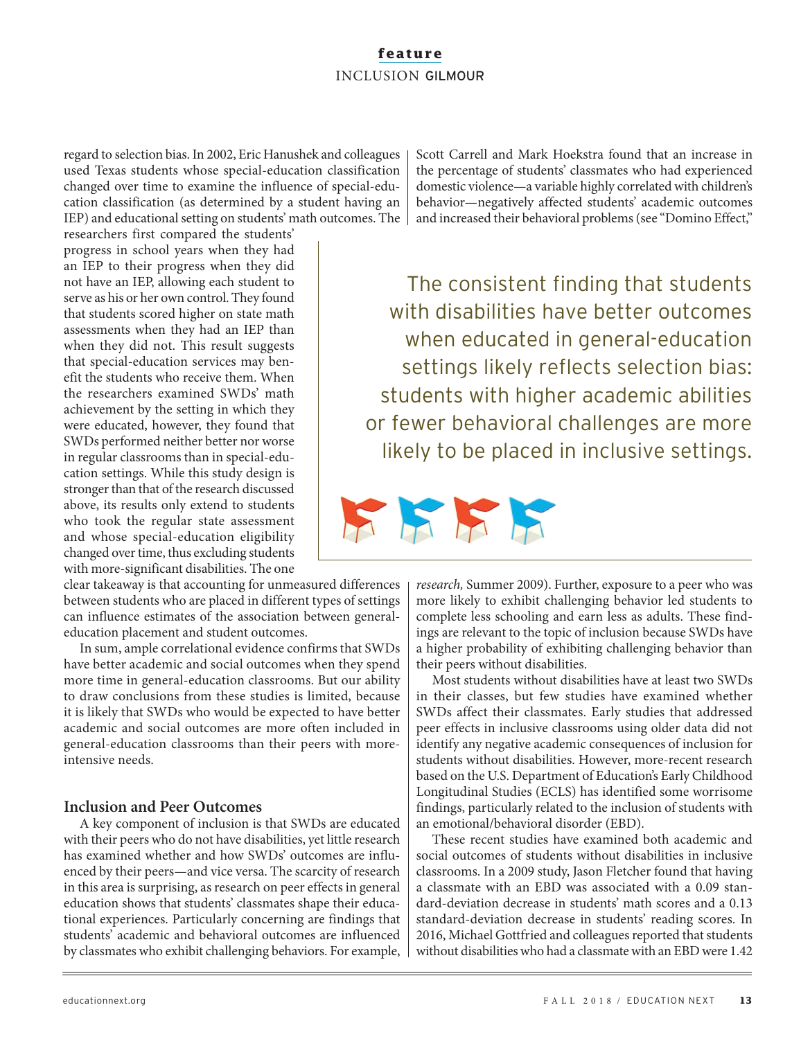regard to selection bias. In 2002, Eric Hanushek and colleagues used Texas students whose special-education classification changed over time to examine the influence of special-education classification (as determined by a student having an IEP) and educational setting on students' math outcomes. The researchers first compared the students' progress in school years when they had an IEP to their progress when they did not have an IEP, allowing each student to serve as his or her own control. They found that students scored higher on state math assessments when they had an IEP than when they did not. This result suggests that special-education services may benefit the students who receive them. When the researchers examined SWDs' math achievement by the setting in which they were educated, however, they found that SWDs performed neither better nor worse in regular classrooms than in special-education settings. While this study design is stronger than that of the research discussed above, its results only extend to students who took the regular state assessment and whose special-education eligibility changed over time, thus excluding students with more-significant disabilities. The one clear takeaway is that accounting for unmeasured differences between students who are placed in different types of settings can influence estimates of the association between general-education placement and student outcomes.

In sum, ample correlational evidence confirms that SWDs have better academic and social outcomes when they spend more time in general-education classrooms. But our ability to draw conclusions from these studies is limited, because it is likely that SWDs who would be expected to have better academic and social outcomes are more often included in general-education classrooms than their peers with more-intensive needs.

> The consistent finding that students with disabilities have better outcomes when educated in general-education settings likely reflects selection bias: students with higher academic abilities or fewer behavioral challenges are more likely to be placed in inclusive settings.

### Inclusion and Peer Outcomes

A key component of inclusion is that SWDs are educated with their peers who do not have disabilities, yet little research has examined whether and how SWDs' outcomes are influenced by their peers—and vice versa. The scarcity of research in this area is surprising, as research on peer effects in general education shows that students' classmates shape their educational experiences. Particularly concerning are findings that students' academic and behavioral outcomes are influenced by classmates who exhibit challenging behaviors. For example, Scott Carrell and Mark Hoekstra found that an increase in the percentage of students' classmates who had experienced domestic violence—a variable highly correlated with children's behavior—negatively affected students' academic outcomes and increased their behavioral problems (see "Domino Effect," *research,* Summer 2009). Further, exposure to a peer who was more likely to exhibit challenging behavior led students to complete less schooling and earn less as adults. These findings are relevant to the topic of inclusion because SWDs have a higher probability of exhibiting challenging behavior than their peers without disabilities.

Most students without disabilities have at least two SWDs in their classes, but few studies have examined whether SWDs affect their classmates. Early studies that addressed peer effects in inclusive classrooms using older data did not identify any negative academic consequences of inclusion for students without disabilities. However, more-recent research based on the U.S. Department of Education's Early Childhood Longitudinal Studies (ECLS) has identified some worrisome findings, particularly related to the inclusion of students with an emotional/behavioral disorder (EBD).

These recent studies have examined both academic and social outcomes of students without disabilities in inclusive classrooms. In a 2009 study, Jason Fletcher found that having a classmate with an EBD was associated with a 0.09 standard-deviation decrease in students' math scores and a 0.13 standard-deviation decrease in students' reading scores. In 2016, Michael Gottfried and colleagues reported that students without disabilities who had a classmate with an EBD were 1.42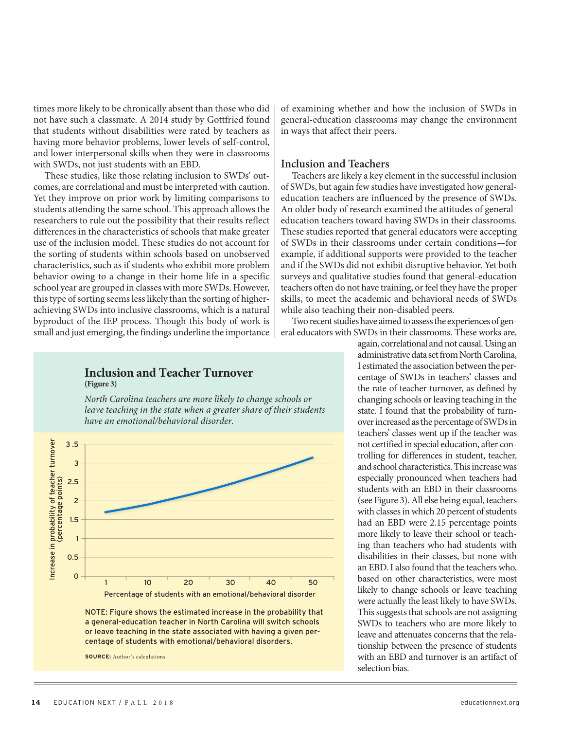times more likely to be chronically absent than those who did not have such a classmate. A 2014 study by Gottfried found that students without disabilities were rated by teachers as having more behavior problems, lower levels of self-control, and lower interpersonal skills when they were in classrooms with SWDs, not just students with an EBD.

These studies, like those relating inclusion to SWDs' outcomes, are correlational and must be interpreted with caution. Yet they improve on prior work by limiting comparisons to students attending the same school. This approach allows the researchers to rule out the possibility that their results reflect differences in the characteristics of schools that make greater use of the inclusion model. These studies do not account for the sorting of students within schools based on unobserved characteristics, such as if students who exhibit more problem behavior owing to a change in their home life in a specific school year are grouped in classes with more SWDs. However, this type of sorting seems less likely than the sorting of higher-achieving SWDs into inclusive classrooms, which is a natural byproduct of the IEP process. Though this body of work is small and just emerging, the findings underline the importance of examining whether and how the inclusion of SWDs in general-education classrooms may change the environment in ways that affect their peers.

## Inclusion and Teachers

Teachers are likely a key element in the successful inclusion of SWDs, but again few studies have investigated how general-education teachers are influenced by the presence of SWDs. An older body of research examined the attitudes of general-education teachers toward having SWDs in their classrooms. These studies reported that general educators were accepting of SWDs in their classrooms under certain conditions—for example, if additional supports were provided to the teacher and if the SWDs did not exhibit disruptive behavior. Yet both surveys and qualitative studies found that general-education teachers often do not have training, or feel they have the proper skills, to meet the academic and behavioral needs of SWDs while also teaching their non-disabled peers.

Two recent studies have aimed to assess the experiences of general educators with SWDs in their classrooms. These works are, again, correlational and not causal. Using an administrative data set from North Carolina, I estimated the association between the percentage of SWDs in teachers' classes and the rate of teacher turnover, as defined by changing schools or leaving teaching in the state. I found that the probability of turnover increased as the percentage of SWDs in teachers' classes went up if the teacher was not certified in special education, after controlling for differences in student, teacher, and school characteristics. This increase was especially pronounced when teachers had students with an EBD in their classrooms (see Figure 3). All else being equal, teachers with classes in which 20 percent of students had an EBD were 2.15 percentage points more likely to leave their school or teaching than teachers who had students with disabilities in their classes, but none with an EBD. I also found that the teachers who, based on other characteristics, were most likely to change schools or leave teaching were actually the least likely to have SWDs. This suggests that schools are not assigning SWDs to teachers who are more likely to leave and attenuates concerns that the relationship between the presence of students with an EBD and turnover is an artifact of selection bias.

### Inclusion and Teacher Turnover
**(Figure 3)**

*North Carolina teachers are more likely to change schools or leave teaching in the state when a greater share of their students have an emotional/behavioral disorder.*

NOTE: Figure shows the estimated increase in the probability that a general-education teacher in North Carolina will switch schools or leave teaching in the state associated with having a given percentage of students with emotional/behavioral disorders.

**SOURCE:** Author's calculations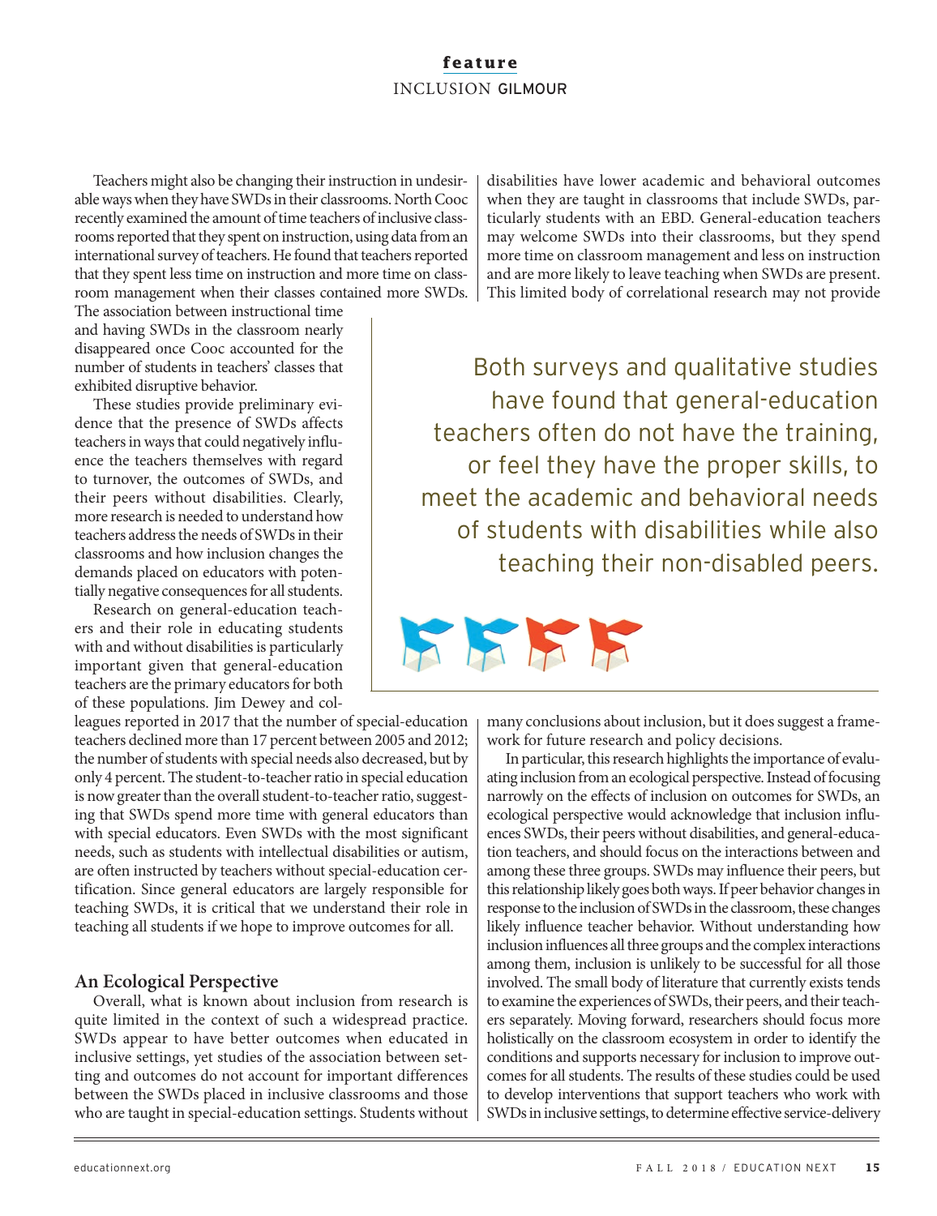Teachers might also be changing their instruction in undesirable ways when they have SWDs in their classrooms. North Cooc recently examined the amount of time teachers of inclusive classrooms reported that they spent on instruction, using data from an international survey of teachers. He found that teachers reported that they spent less time on instruction and more time on classroom management when their classes contained more SWDs. The association between instructional time and having SWDs in the classroom nearly disappeared once Cooc accounted for the number of students in teachers' classes that exhibited disruptive behavior.

These studies provide preliminary evidence that the presence of SWDs affects teachers in ways that could negatively influence the teachers themselves with regard to turnover, the outcomes of SWDs, and their peers without disabilities. Clearly, more research is needed to understand how teachers address the needs of SWDs in their classrooms and how inclusion changes the demands placed on educators with potentially negative consequences for all students.

Research on general-education teachers and their role in educating students with and without disabilities is particularly important given that general-education teachers are the primary educators for both of these populations. Jim Dewey and colleagues reported in 2017 that the number of special-education teachers declined more than 17 percent between 2005 and 2012; the number of students with special needs also decreased, but by only 4 percent. The student-to-teacher ratio in special education is now greater than the overall student-to-teacher ratio, suggesting that SWDs spend more time with general educators than with special educators. Even SWDs with the most significant needs, such as students with intellectual disabilities or autism, are often instructed by teachers without special-education certification. Since general educators are largely responsible for teaching SWDs, it is critical that we understand their role in teaching all students if we hope to improve outcomes for all.

> Both surveys and qualitative studies have found that general-education teachers often do not have the training, or feel they have the proper skills, to meet the academic and behavioral needs of students with disabilities while also teaching their non-disabled peers.

## An Ecological Perspective

Overall, what is known about inclusion from research is quite limited in the context of such a widespread practice. SWDs appear to have better outcomes when educated in inclusive settings, yet studies of the association between setting and outcomes do not account for important differences between the SWDs placed in inclusive classrooms and those who are taught in special-education settings. Students without disabilities have lower academic and behavioral outcomes when they are taught in classrooms that include SWDs, particularly students with an EBD. General-education teachers may welcome SWDs into their classrooms, but they spend more time on classroom management and less on instruction and are more likely to leave teaching when SWDs are present. This limited body of correlational research may not provide many conclusions about inclusion, but it does suggest a framework for future research and policy decisions.

In particular, this research highlights the importance of evaluating inclusion from an ecological perspective. Instead of focusing narrowly on the effects of inclusion on outcomes for SWDs, an ecological perspective would acknowledge that inclusion influences SWDs, their peers without disabilities, and general-education teachers, and should focus on the interactions between and among these three groups. SWDs may influence their peers, but this relationship likely goes both ways. If peer behavior changes in response to the inclusion of SWDs in the classroom, these changes likely influence teacher behavior. Without understanding how inclusion influences all three groups and the complex interactions among them, inclusion is unlikely to be successful for all those involved. The small body of literature that currently exists tends to examine the experiences of SWDs, their peers, and their teachers separately. Moving forward, researchers should focus more holistically on the classroom ecosystem in order to identify the conditions and supports necessary for inclusion to improve outcomes for all students. The results of these studies could be used to develop interventions that support teachers who work with SWDs in inclusive settings, to determine effective service-delivery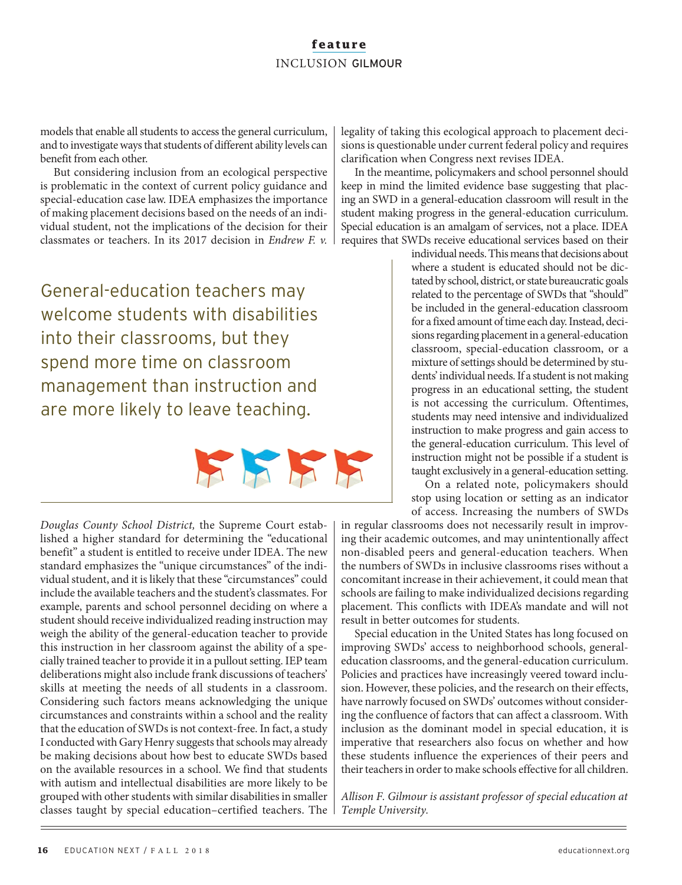models that enable all students to access the general curriculum, and to investigate ways that students of different ability levels can benefit from each other.

But considering inclusion from an ecological perspective is problematic in the context of current policy guidance and special-education case law. IDEA emphasizes the importance of making placement decisions based on the needs of an individual student, not the implications of the decision for their classmates or teachers. In its 2017 decision in *Endrew F. v. Douglas County School District,* the Supreme Court established a higher standard for determining the "educational benefit" a student is entitled to receive under IDEA. The new standard emphasizes the "unique circumstances" of the individual student, and it is likely that these "circumstances" could include the available teachers and the student's classmates. For example, parents and school personnel deciding on where a student should receive individualized reading instruction may weigh the ability of the general-education teacher to provide this instruction in her classroom against the ability of a specially trained teacher to provide it in a pullout setting. IEP team deliberations might also include frank discussions of teachers' skills at meeting the needs of all students in a classroom. Considering such factors means acknowledging the unique circumstances and constraints within a school and the reality that the education of SWDs is not context-free. In fact, a study I conducted with Gary Henry suggests that schools may already be making decisions about how best to educate SWDs based on the available resources in a school. We find that students with autism and intellectual disabilities are more likely to be grouped with other students with similar disabilities in smaller classes taught by special education–certified teachers. The legality of taking this ecological approach to placement decisions is questionable under current federal policy and requires clarification when Congress next revises IDEA.

> General-education teachers may welcome students with disabilities into their classrooms, but they spend more time on classroom management than instruction and are more likely to leave teaching.

In the meantime, policymakers and school personnel should keep in mind the limited evidence base suggesting that placing an SWD in a general-education classroom will result in the student making progress in the general-education curriculum. Special education is an amalgam of services, not a place. IDEA requires that SWDs receive educational services based on their individual needs. This means that decisions about where a student is educated should not be dictated by school, district, or state bureaucratic goals related to the percentage of SWDs that "should" be included in the general-education classroom for a fixed amount of time each day. Instead, decisions regarding placement in a general-education classroom, special-education classroom, or a mixture of settings should be determined by students' individual needs. If a student is not making progress in an educational setting, the student is not accessing the curriculum. Oftentimes, students may need intensive and individualized instruction to make progress and gain access to the general-education curriculum. This level of instruction might not be possible if a student is taught exclusively in a general-education setting.

On a related note, policymakers should stop using location or setting as an indicator of access. Increasing the numbers of SWDs in regular classrooms does not necessarily result in improving their academic outcomes, and may unintentionally affect non-disabled peers and general-education teachers. When the numbers of SWDs in inclusive classrooms rises without a concomitant increase in their achievement, it could mean that schools are failing to make individualized decisions regarding placement. This conflicts with IDEA's mandate and will not result in better outcomes for students.

Special education in the United States has long focused on improving SWDs' access to neighborhood schools, general-education classrooms, and the general-education curriculum. Policies and practices have increasingly veered toward inclusion. However, these policies, and the research on their effects, have narrowly focused on SWDs' outcomes without considering the confluence of factors that can affect a classroom. With inclusion as the dominant model in special education, it is imperative that researchers also focus on whether and how these students influence the experiences of their peers and their teachers in order to make schools effective for all children.

*Allison F. Gilmour is assistant professor of special education at Temple University.*